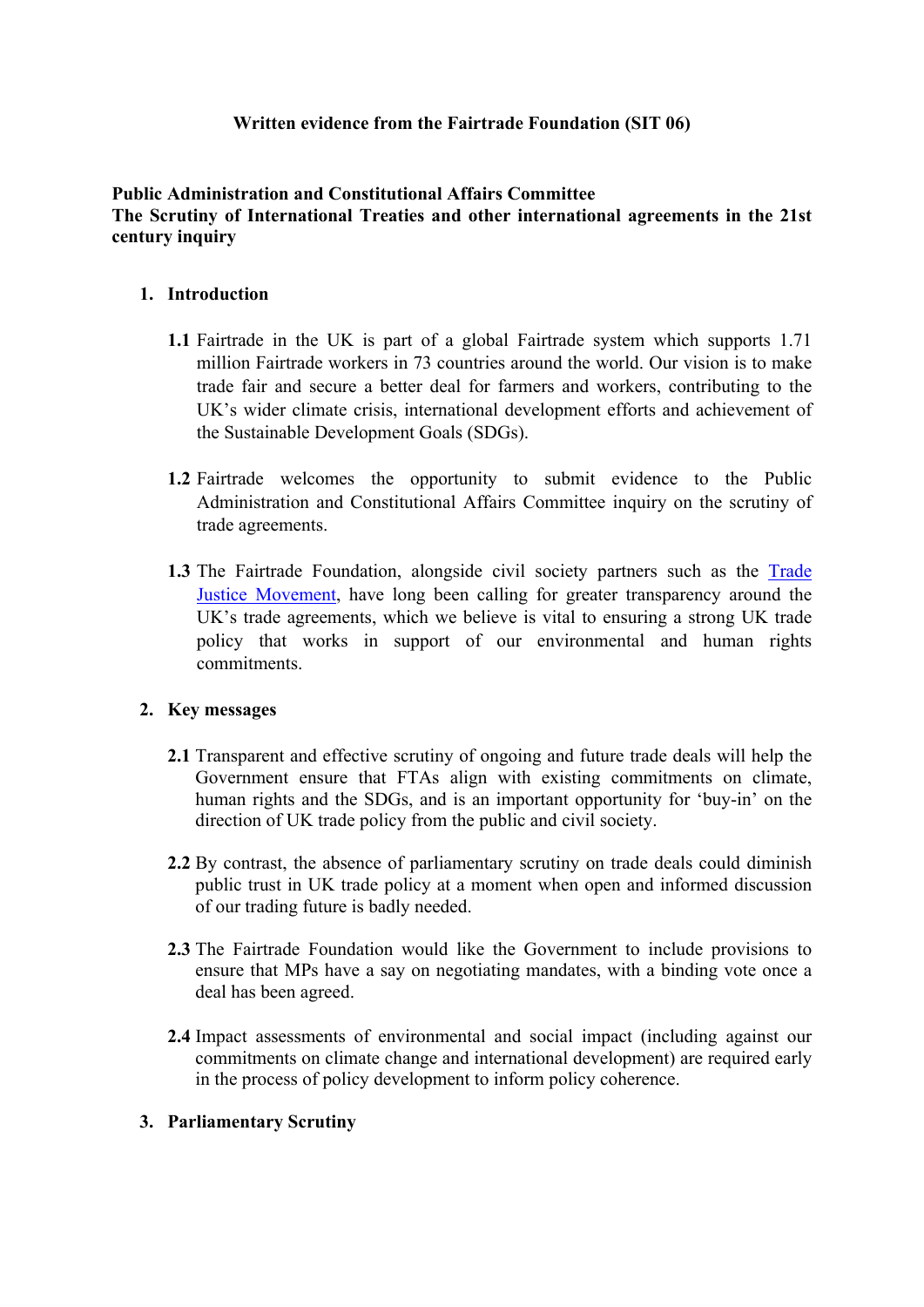**Written evidence from the Fairtrade Foundation (SIT 06)**

**Public Administration and Constitutional Affairs Committee**
**The Scrutiny of International Treaties and other international agreements in the 21st century inquiry**

## 1. Introduction

**1.1** Fairtrade in the UK is part of a global Fairtrade system which supports 1.71 million Fairtrade workers in 73 countries around the world. Our vision is to make trade fair and secure a better deal for farmers and workers, contributing to the UK's wider climate crisis, international development efforts and achievement of the Sustainable Development Goals (SDGs).

**1.2** Fairtrade welcomes the opportunity to submit evidence to the Public Administration and Constitutional Affairs Committee inquiry on the scrutiny of trade agreements.

**1.3** The Fairtrade Foundation, alongside civil society partners such as the [Trade Justice Movement](), have long been calling for greater transparency around the UK's trade agreements, which we believe is vital to ensuring a strong UK trade policy that works in support of our environmental and human rights commitments.

## 2. Key messages

**2.1** Transparent and effective scrutiny of ongoing and future trade deals will help the Government ensure that FTAs align with existing commitments on climate, human rights and the SDGs, and is an important opportunity for 'buy-in' on the direction of UK trade policy from the public and civil society.

**2.2** By contrast, the absence of parliamentary scrutiny on trade deals could diminish public trust in UK trade policy at a moment when open and informed discussion of our trading future is badly needed.

**2.3** The Fairtrade Foundation would like the Government to include provisions to ensure that MPs have a say on negotiating mandates, with a binding vote once a deal has been agreed.

**2.4** Impact assessments of environmental and social impact (including against our commitments on climate change and international development) are required early in the process of policy development to inform policy coherence.

## 3. Parliamentary Scrutiny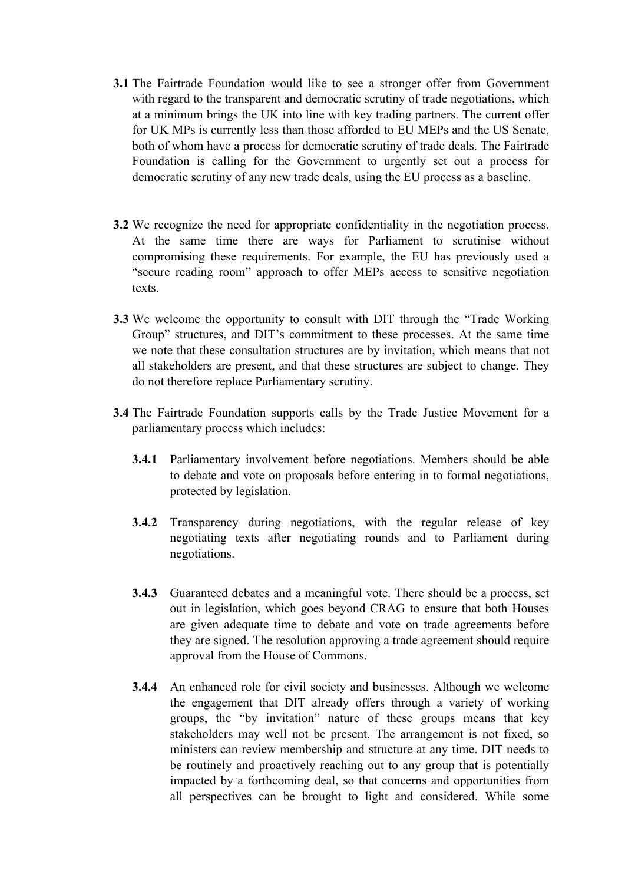**3.1** The Fairtrade Foundation would like to see a stronger offer from Government with regard to the transparent and democratic scrutiny of trade negotiations, which at a minimum brings the UK into line with key trading partners. The current offer for UK MPs is currently less than those afforded to EU MEPs and the US Senate, both of whom have a process for democratic scrutiny of trade deals. The Fairtrade Foundation is calling for the Government to urgently set out a process for democratic scrutiny of any new trade deals, using the EU process as a baseline.

**3.2** We recognize the need for appropriate confidentiality in the negotiation process. At the same time there are ways for Parliament to scrutinise without compromising these requirements. For example, the EU has previously used a "secure reading room" approach to offer MEPs access to sensitive negotiation texts.

**3.3** We welcome the opportunity to consult with DIT through the "Trade Working Group" structures, and DIT's commitment to these processes. At the same time we note that these consultation structures are by invitation, which means that not all stakeholders are present, and that these structures are subject to change. They do not therefore replace Parliamentary scrutiny.

**3.4** The Fairtrade Foundation supports calls by the Trade Justice Movement for a parliamentary process which includes:

**3.4.1** Parliamentary involvement before negotiations. Members should be able to debate and vote on proposals before entering in to formal negotiations, protected by legislation.

**3.4.2** Transparency during negotiations, with the regular release of key negotiating texts after negotiating rounds and to Parliament during negotiations.

**3.4.3** Guaranteed debates and a meaningful vote. There should be a process, set out in legislation, which goes beyond CRAG to ensure that both Houses are given adequate time to debate and vote on trade agreements before they are signed. The resolution approving a trade agreement should require approval from the House of Commons.

**3.4.4** An enhanced role for civil society and businesses. Although we welcome the engagement that DIT already offers through a variety of working groups, the "by invitation" nature of these groups means that key stakeholders may well not be present. The arrangement is not fixed, so ministers can review membership and structure at any time. DIT needs to be routinely and proactively reaching out to any group that is potentially impacted by a forthcoming deal, so that concerns and opportunities from all perspectives can be brought to light and considered. While some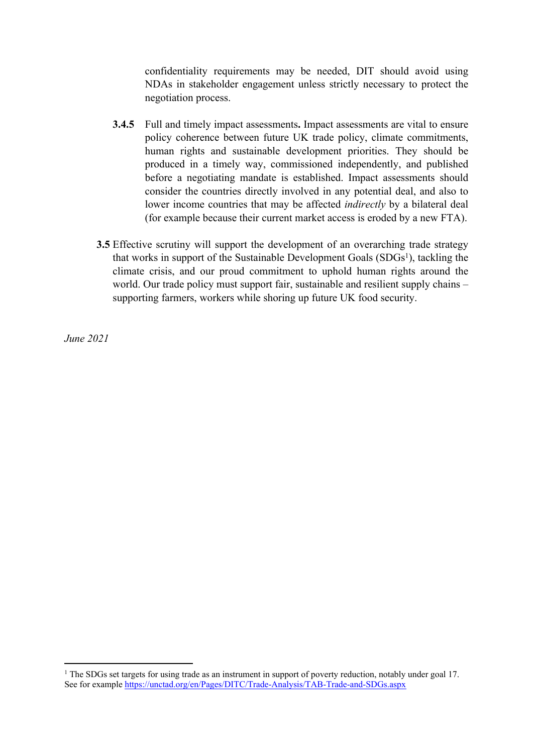confidentiality requirements may be needed, DIT should avoid using NDAs in stakeholder engagement unless strictly necessary to protect the negotiation process.

**3.4.5** Full and timely impact assessments**.** Impact assessments are vital to ensure policy coherence between future UK trade policy, climate commitments, human rights and sustainable development priorities. They should be produced in a timely way, commissioned independently, and published before a negotiating mandate is established. Impact assessments should consider the countries directly involved in any potential deal, and also to lower income countries that may be affected *indirectly* by a bilateral deal (for example because their current market access is eroded by a new FTA).

**3.5** Effective scrutiny will support the development of an overarching trade strategy that works in support of the Sustainable Development Goals (SDGs[1]), tackling the climate crisis, and our proud commitment to uphold human rights around the world. Our trade policy must support fair, sustainable and resilient supply chains – supporting farmers, workers while shoring up future UK food security.

*June 2021*

---

[1] The SDGs set targets for using trade as an instrument in support of poverty reduction, notably under goal 17. See for example https://unctad.org/en/Pages/DITC/Trade-Analysis/TAB-Trade-and-SDGs.aspx